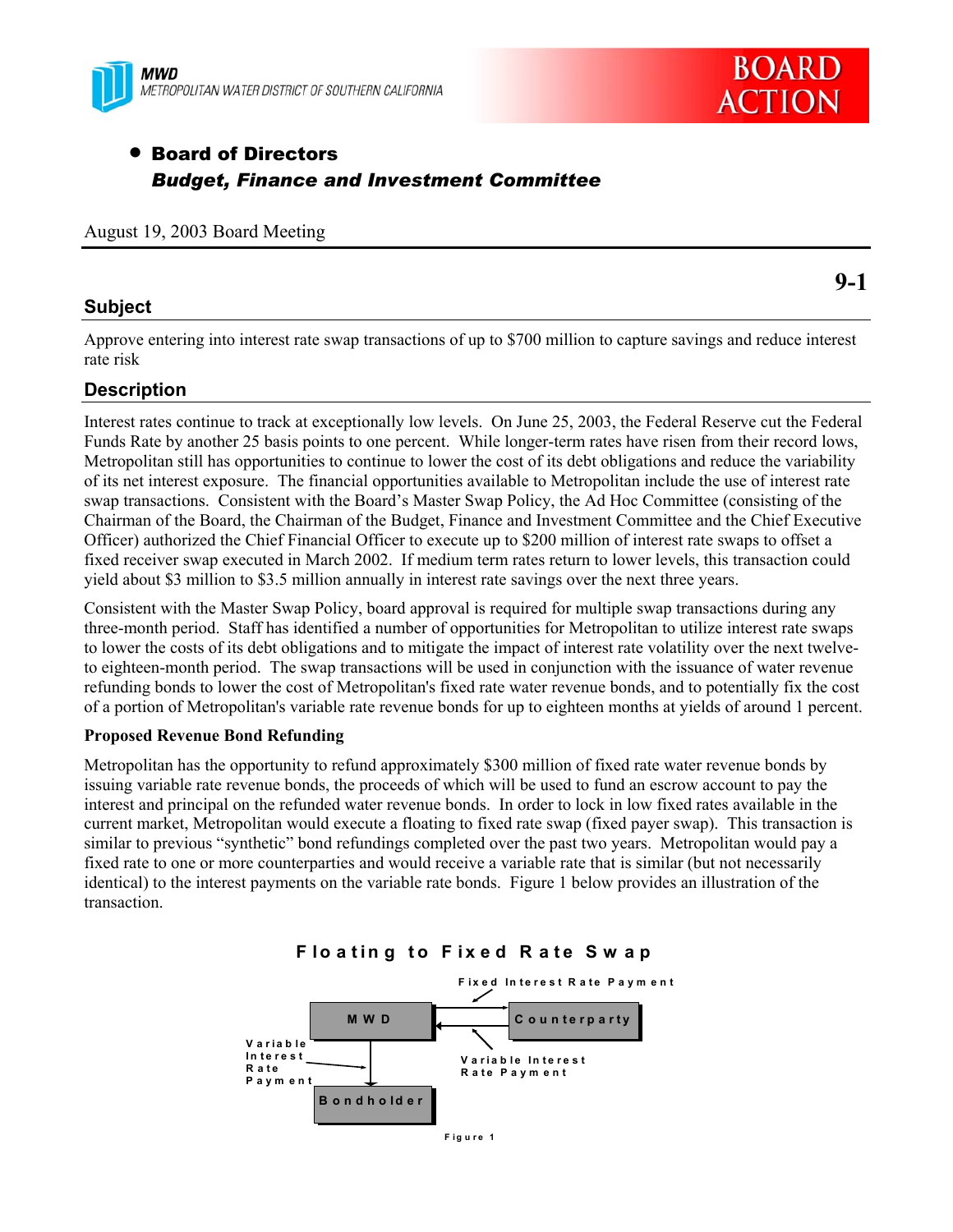MWD
METROPOLITAN WATER DISTRICT OF SOUTHERN CALIFORNIA

BOARD ACTION

- **Board of Directors**
  ***Budget, Finance and Investment Committee***

August 19, 2003 Board Meeting

**9-1**

## Subject

Approve entering into interest rate swap transactions of up to $700 million to capture savings and reduce interest rate risk

## Description

Interest rates continue to track at exceptionally low levels. On June 25, 2003, the Federal Reserve cut the Federal Funds Rate by another 25 basis points to one percent. While longer-term rates have risen from their record lows, Metropolitan still has opportunities to continue to lower the cost of its debt obligations and reduce the variability of its net interest exposure. The financial opportunities available to Metropolitan include the use of interest rate swap transactions. Consistent with the Board's Master Swap Policy, the Ad Hoc Committee (consisting of the Chairman of the Board, the Chairman of the Budget, Finance and Investment Committee and the Chief Executive Officer) authorized the Chief Financial Officer to execute up to $200 million of interest rate swaps to offset a fixed receiver swap executed in March 2002. If medium term rates return to lower levels, this transaction could yield about $3 million to $3.5 million annually in interest rate savings over the next three years.

Consistent with the Master Swap Policy, board approval is required for multiple swap transactions during any three-month period. Staff has identified a number of opportunities for Metropolitan to utilize interest rate swaps to lower the costs of its debt obligations and to mitigate the impact of interest rate volatility over the next twelve- to eighteen-month period. The swap transactions will be used in conjunction with the issuance of water revenue refunding bonds to lower the cost of Metropolitan's fixed rate water revenue bonds, and to potentially fix the cost of a portion of Metropolitan's variable rate revenue bonds for up to eighteen months at yields of around 1 percent.

**Proposed Revenue Bond Refunding**

Metropolitan has the opportunity to refund approximately $300 million of fixed rate water revenue bonds by issuing variable rate revenue bonds, the proceeds of which will be used to fund an escrow account to pay the interest and principal on the refunded water revenue bonds. In order to lock in low fixed rates available in the current market, Metropolitan would execute a floating to fixed rate swap (fixed payer swap). This transaction is similar to previous "synthetic" bond refundings completed over the past two years. Metropolitan would pay a fixed rate to one or more counterparties and would receive a variable rate that is similar (but not necessarily identical) to the interest payments on the variable rate bonds. Figure 1 below provides an illustration of the transaction.

**Floating to Fixed Rate Swap**

Fixed Interest Rate Payment

MWD — Counterparty

Variable Interest Rate Payment

Variable Interest Rate Payment

Bondholder

Figure 1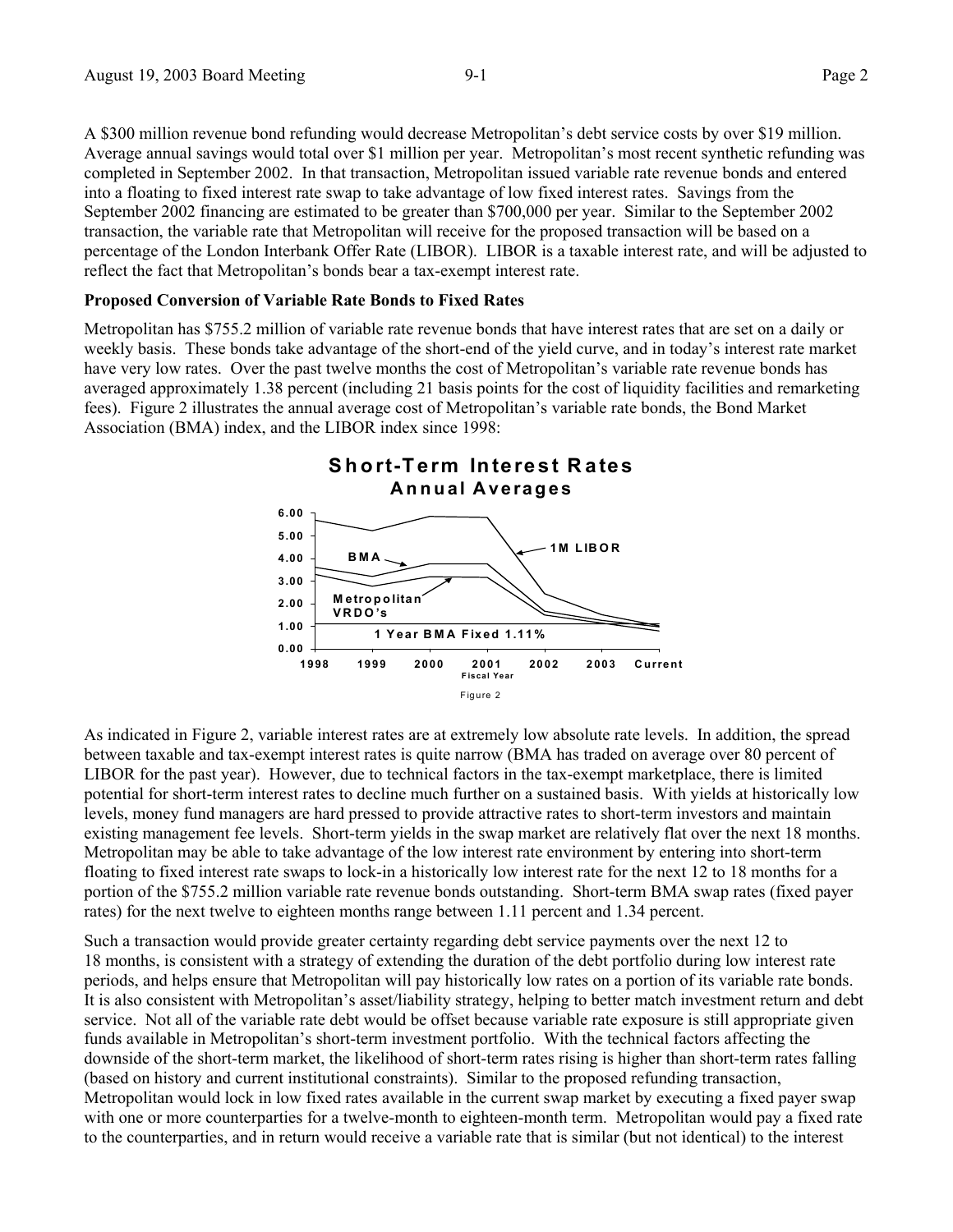A $300 million revenue bond refunding would decrease Metropolitan's debt service costs by over $19 million. Average annual savings would total over $1 million per year. Metropolitan's most recent synthetic refunding was completed in September 2002. In that transaction, Metropolitan issued variable rate revenue bonds and entered into a floating to fixed interest rate swap to take advantage of low fixed interest rates. Savings from the September 2002 financing are estimated to be greater than $700,000 per year. Similar to the September 2002 transaction, the variable rate that Metropolitan will receive for the proposed transaction will be based on a percentage of the London Interbank Offer Rate (LIBOR). LIBOR is a taxable interest rate, and will be adjusted to reflect the fact that Metropolitan's bonds bear a tax-exempt interest rate.

**Proposed Conversion of Variable Rate Bonds to Fixed Rates**

Metropolitan has $755.2 million of variable rate revenue bonds that have interest rates that are set on a daily or weekly basis. These bonds take advantage of the short-end of the yield curve, and in today's interest rate market have very low rates. Over the past twelve months the cost of Metropolitan's variable rate revenue bonds has averaged approximately 1.38 percent (including 21 basis points for the cost of liquidity facilities and remarketing fees). Figure 2 illustrates the annual average cost of Metropolitan's variable rate bonds, the Bond Market Association (BMA) index, and the LIBOR index since 1998:

**Short-Term Interest Rates**
**Annual Averages**

Figure 2

As indicated in Figure 2, variable interest rates are at extremely low absolute rate levels. In addition, the spread between taxable and tax-exempt interest rates is quite narrow (BMA has traded on average over 80 percent of LIBOR for the past year). However, due to technical factors in the tax-exempt marketplace, there is limited potential for short-term interest rates to decline much further on a sustained basis. With yields at historically low levels, money fund managers are hard pressed to provide attractive rates to short-term investors and maintain existing management fee levels. Short-term yields in the swap market are relatively flat over the next 18 months. Metropolitan may be able to take advantage of the low interest rate environment by entering into short-term floating to fixed interest rate swaps to lock-in a historically low interest rate for the next 12 to 18 months for a portion of the $755.2 million variable rate revenue bonds outstanding. Short-term BMA swap rates (fixed payer rates) for the next twelve to eighteen months range between 1.11 percent and 1.34 percent.

Such a transaction would provide greater certainty regarding debt service payments over the next 12 to 18 months, is consistent with a strategy of extending the duration of the debt portfolio during low interest rate periods, and helps ensure that Metropolitan will pay historically low rates on a portion of its variable rate bonds. It is also consistent with Metropolitan's asset/liability strategy, helping to better match investment return and debt service. Not all of the variable rate debt would be offset because variable rate exposure is still appropriate given funds available in Metropolitan's short-term investment portfolio. With the technical factors affecting the downside of the short-term market, the likelihood of short-term rates rising is higher than short-term rates falling (based on history and current institutional constraints). Similar to the proposed refunding transaction, Metropolitan would lock in low fixed rates available in the current swap market by executing a fixed payer swap with one or more counterparties for a twelve-month to eighteen-month term. Metropolitan would pay a fixed rate to the counterparties, and in return would receive a variable rate that is similar (but not identical) to the interest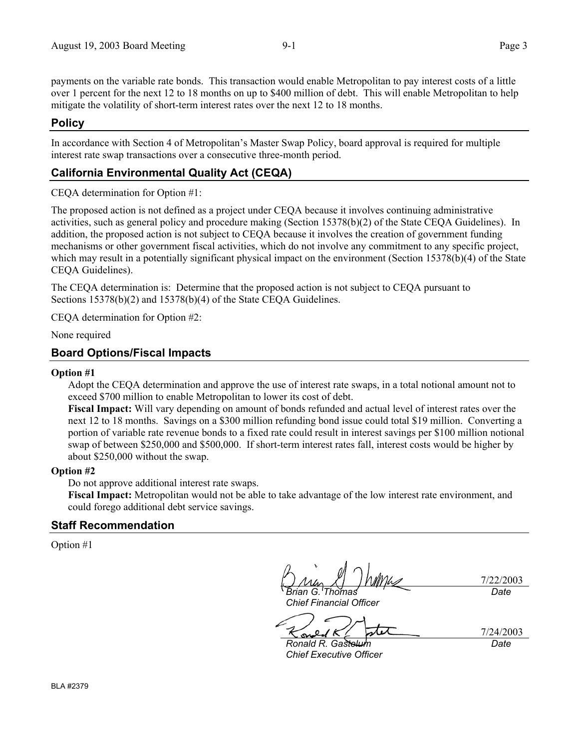payments on the variable rate bonds. This transaction would enable Metropolitan to pay interest costs of a little over 1 percent for the next 12 to 18 months on up to $400 million of debt. This will enable Metropolitan to help mitigate the volatility of short-term interest rates over the next 12 to 18 months.

## Policy

In accordance with Section 4 of Metropolitan's Master Swap Policy, board approval is required for multiple interest rate swap transactions over a consecutive three-month period.

## California Environmental Quality Act (CEQA)

CEQA determination for Option #1:

The proposed action is not defined as a project under CEQA because it involves continuing administrative activities, such as general policy and procedure making (Section 15378(b)(2) of the State CEQA Guidelines). In addition, the proposed action is not subject to CEQA because it involves the creation of government funding mechanisms or other government fiscal activities, which do not involve any commitment to any specific project, which may result in a potentially significant physical impact on the environment (Section 15378(b)(4) of the State CEQA Guidelines).

The CEQA determination is: Determine that the proposed action is not subject to CEQA pursuant to Sections 15378(b)(2) and 15378(b)(4) of the State CEQA Guidelines.

CEQA determination for Option #2:

None required

## Board Options/Fiscal Impacts

**Option #1**

Adopt the CEQA determination and approve the use of interest rate swaps, in a total notional amount not to exceed $700 million to enable Metropolitan to lower its cost of debt.

**Fiscal Impact:** Will vary depending on amount of bonds refunded and actual level of interest rates over the next 12 to 18 months. Savings on a $300 million refunding bond issue could total $19 million. Converting a portion of variable rate revenue bonds to a fixed rate could result in interest savings per $100 million notional swap of between $250,000 and $500,000. If short-term interest rates fall, interest costs would be higher by about $250,000 without the swap.

**Option #2**

Do not approve additional interest rate swaps.

**Fiscal Impact:** Metropolitan would not be able to take advantage of the low interest rate environment, and could forego additional debt service savings.

## Staff Recommendation

Option #1

*Brian G. Thomas* — 7/22/2003 (*Date*)
*Chief Financial Officer*

*Ronald R. Gastelum* — 7/24/2003 (*Date*)
*Chief Executive Officer*

BLA #2379